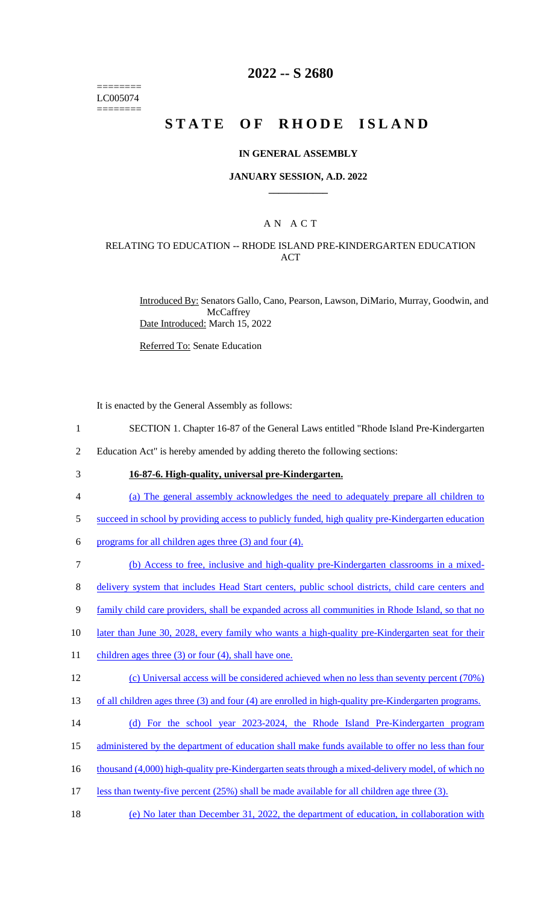# 2022 -- S 2680

LC005074

# STATE OF RHODE ISLAND

## IN GENERAL ASSEMBLY

### JANUARY SESSION, A.D. 2022

## A N A C T

### RELATING TO EDUCATION -- RHODE ISLAND PRE-KINDERGARTEN EDUCATION ACT

Introduced By: Senators Gallo, Cano, Pearson, Lawson, DiMario, Murray, Goodwin, and McCaffrey

Date Introduced: March 15, 2022

Referred To: Senate Education

It is enacted by the General Assembly as follows:

SECTION 1. Chapter 16-87 of the General Laws entitled "Rhode Island Pre-Kindergarten Education Act" is hereby amended by adding thereto the following sections:

**16-87-6. High-quality, universal pre-Kindergarten.**

(a) The general assembly acknowledges the need to adequately prepare all children to succeed in school by providing access to publicly funded, high quality pre-Kindergarten education programs for all children ages three (3) and four (4).

(b) Access to free, inclusive and high-quality pre-Kindergarten classrooms in a mixed-delivery system that includes Head Start centers, public school districts, child care centers and family child care providers, shall be expanded across all communities in Rhode Island, so that no later than June 30, 2028, every family who wants a high-quality pre-Kindergarten seat for their children ages three (3) or four (4), shall have one.

(c) Universal access will be considered achieved when no less than seventy percent (70%) of all children ages three (3) and four (4) are enrolled in high-quality pre-Kindergarten programs.

(d) For the school year 2023-2024, the Rhode Island Pre-Kindergarten program administered by the department of education shall make funds available to offer no less than four thousand (4,000) high-quality pre-Kindergarten seats through a mixed-delivery model, of which no less than twenty-five percent (25%) shall be made available for all children age three (3).

(e) No later than December 31, 2022, the department of education, in collaboration with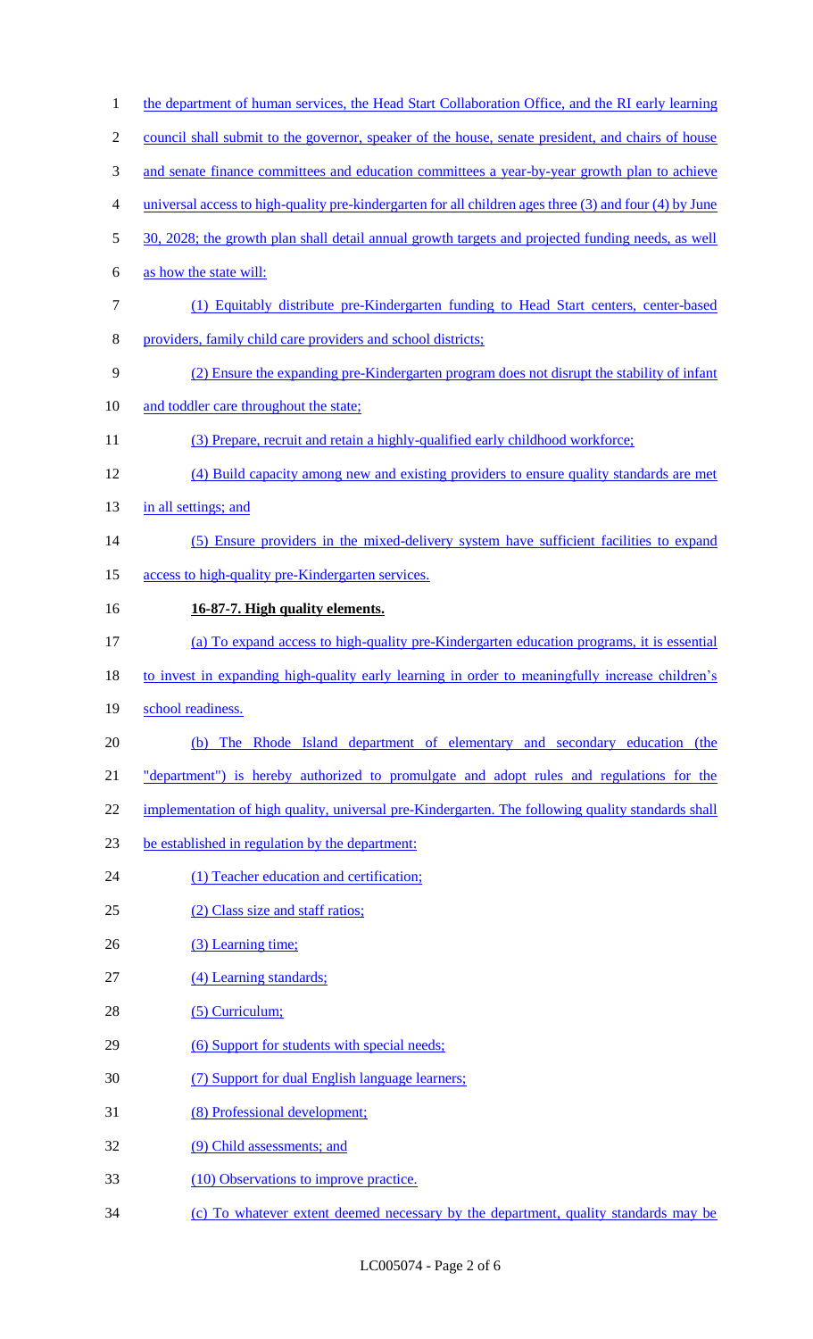the department of human services, the Head Start Collaboration Office, and the RI early learning council shall submit to the governor, speaker of the house, senate president, and chairs of house and senate finance committees and education committees a year-by-year growth plan to achieve universal access to high-quality pre-kindergarten for all children ages three (3) and four (4) by June 30, 2028; the growth plan shall detail annual growth targets and projected funding needs, as well as how the state will:

(1) Equitably distribute pre-Kindergarten funding to Head Start centers, center-based providers, family child care providers and school districts;

(2) Ensure the expanding pre-Kindergarten program does not disrupt the stability of infant and toddler care throughout the state;

(3) Prepare, recruit and retain a highly-qualified early childhood workforce;

(4) Build capacity among new and existing providers to ensure quality standards are met in all settings; and

(5) Ensure providers in the mixed-delivery system have sufficient facilities to expand access to high-quality pre-Kindergarten services.

**16-87-7. High quality elements.**

(a) To expand access to high-quality pre-Kindergarten education programs, it is essential to invest in expanding high-quality early learning in order to meaningfully increase children's school readiness.

(b) The Rhode Island department of elementary and secondary education (the "department") is hereby authorized to promulgate and adopt rules and regulations for the implementation of high quality, universal pre-Kindergarten. The following quality standards shall be established in regulation by the department:

(1) Teacher education and certification;

(2) Class size and staff ratios;

(3) Learning time;

(4) Learning standards;

(5) Curriculum;

(6) Support for students with special needs;

(7) Support for dual English language learners;

(8) Professional development;

(9) Child assessments; and

(10) Observations to improve practice.

(c) To whatever extent deemed necessary by the department, quality standards may be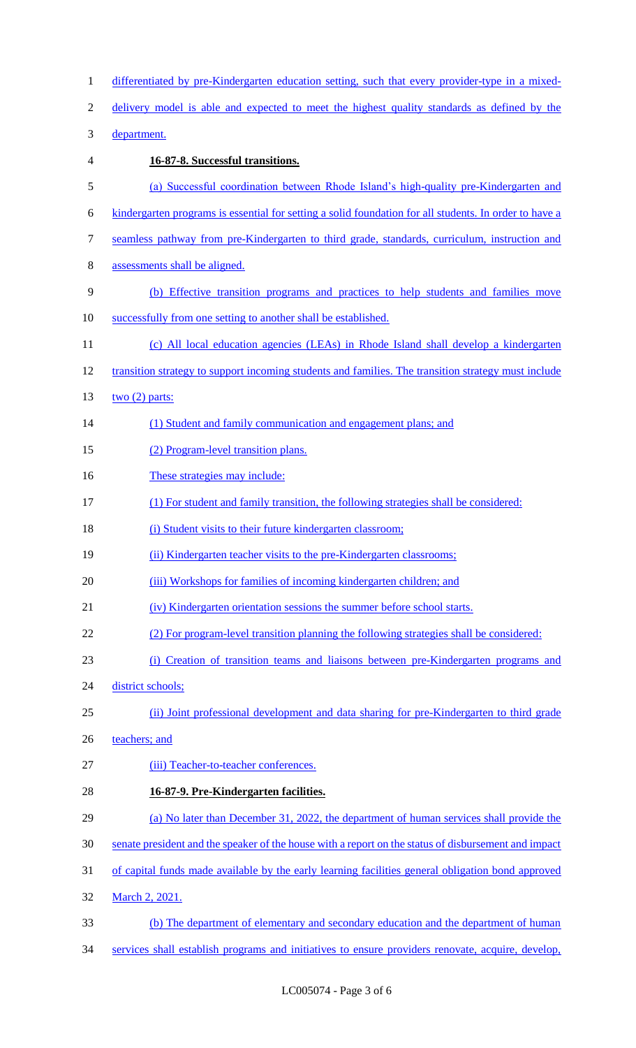differentiated by pre-Kindergarten education setting, such that every provider-type in a mixed-delivery model is able and expected to meet the highest quality standards as defined by the department.

**16-87-8. Successful transitions.**

(a) Successful coordination between Rhode Island's high-quality pre-Kindergarten and kindergarten programs is essential for setting a solid foundation for all students. In order to have a seamless pathway from pre-Kindergarten to third grade, standards, curriculum, instruction and assessments shall be aligned.

(b) Effective transition programs and practices to help students and families move successfully from one setting to another shall be established.

(c) All local education agencies (LEAs) in Rhode Island shall develop a kindergarten transition strategy to support incoming students and families. The transition strategy must include two (2) parts:

(1) Student and family communication and engagement plans; and

(2) Program-level transition plans.

These strategies may include:

(1) For student and family transition, the following strategies shall be considered:

(i) Student visits to their future kindergarten classroom;

(ii) Kindergarten teacher visits to the pre-Kindergarten classrooms;

(iii) Workshops for families of incoming kindergarten children; and

(iv) Kindergarten orientation sessions the summer before school starts.

(2) For program-level transition planning the following strategies shall be considered:

(i) Creation of transition teams and liaisons between pre-Kindergarten programs and district schools;

(ii) Joint professional development and data sharing for pre-Kindergarten to third grade teachers; and

(iii) Teacher-to-teacher conferences.

**16-87-9. Pre-Kindergarten facilities.**

(a) No later than December 31, 2022, the department of human services shall provide the senate president and the speaker of the house with a report on the status of disbursement and impact of capital funds made available by the early learning facilities general obligation bond approved March 2, 2021.

(b) The department of elementary and secondary education and the department of human services shall establish programs and initiatives to ensure providers renovate, acquire, develop,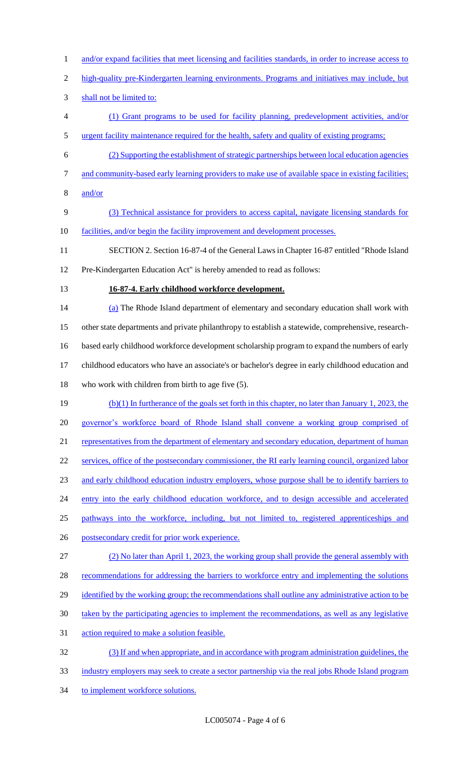and/or expand facilities that meet licensing and facilities standards, in order to increase access to high-quality pre-Kindergarten learning environments. Programs and initiatives may include, but shall not be limited to:

(1) Grant programs to be used for facility planning, predevelopment activities, and/or urgent facility maintenance required for the health, safety and quality of existing programs;

(2) Supporting the establishment of strategic partnerships between local education agencies and community-based early learning providers to make use of available space in existing facilities; and/or

(3) Technical assistance for providers to access capital, navigate licensing standards for facilities, and/or begin the facility improvement and development processes.

SECTION 2. Section 16-87-4 of the General Laws in Chapter 16-87 entitled "Rhode Island Pre-Kindergarten Education Act" is hereby amended to read as follows:

**16-87-4. Early childhood workforce development.**

(a) The Rhode Island department of elementary and secondary education shall work with other state departments and private philanthropy to establish a statewide, comprehensive, research-based early childhood workforce development scholarship program to expand the numbers of early childhood educators who have an associate's or bachelor's degree in early childhood education and who work with children from birth to age five (5).

(b)(1) In furtherance of the goals set forth in this chapter, no later than January 1, 2023, the governor's workforce board of Rhode Island shall convene a working group comprised of representatives from the department of elementary and secondary education, department of human services, office of the postsecondary commissioner, the RI early learning council, organized labor and early childhood education industry employers, whose purpose shall be to identify barriers to entry into the early childhood education workforce, and to design accessible and accelerated pathways into the workforce, including, but not limited to, registered apprenticeships and postsecondary credit for prior work experience.

(2) No later than April 1, 2023, the working group shall provide the general assembly with recommendations for addressing the barriers to workforce entry and implementing the solutions identified by the working group; the recommendations shall outline any administrative action to be taken by the participating agencies to implement the recommendations, as well as any legislative action required to make a solution feasible.

(3) If and when appropriate, and in accordance with program administration guidelines, the industry employers may seek to create a sector partnership via the real jobs Rhode Island program to implement workforce solutions.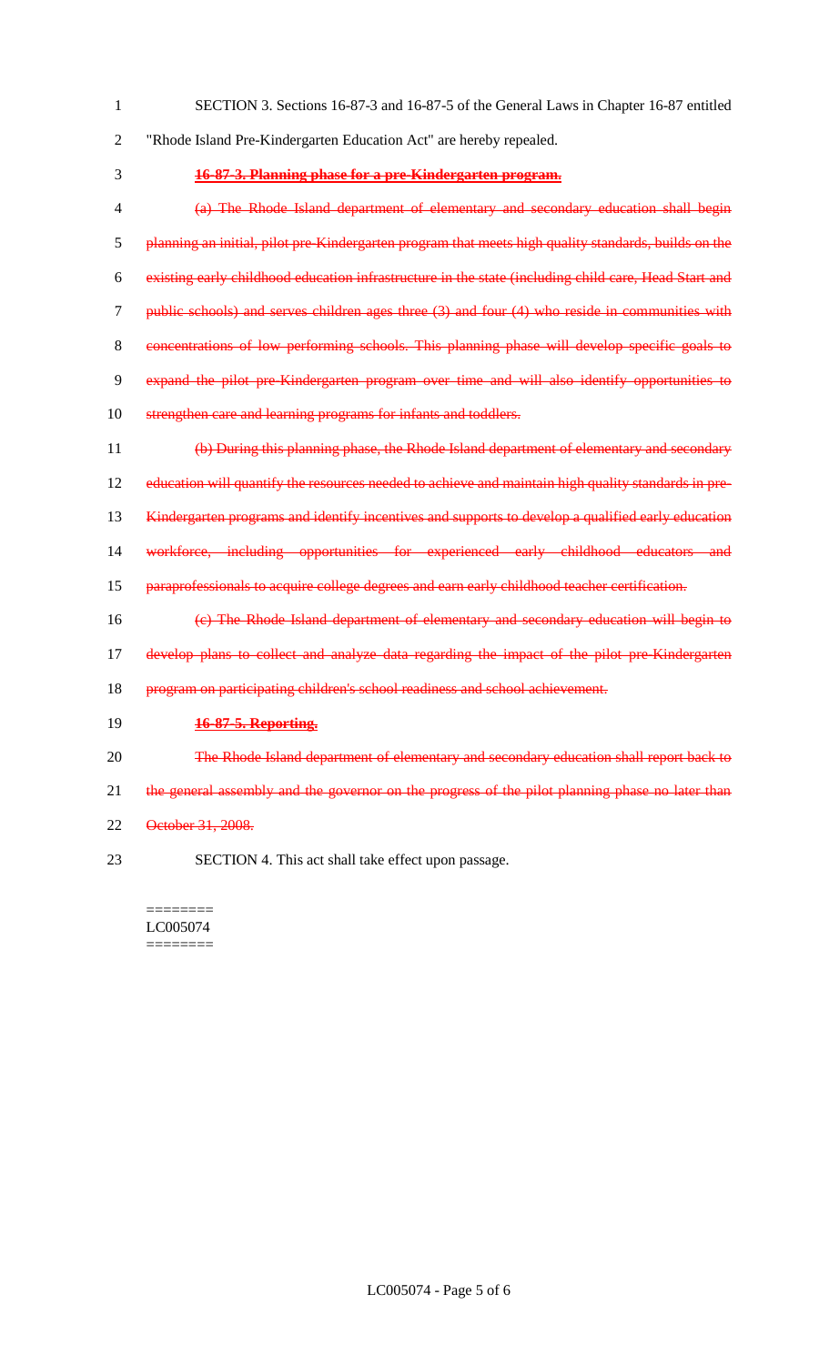SECTION 3. Sections 16-87-3 and 16-87-5 of the General Laws in Chapter 16-87 entitled "Rhode Island Pre-Kindergarten Education Act" are hereby repealed.

~~**16-87-3. Planning phase for a pre-Kindergarten program.**~~

~~(a) The Rhode Island department of elementary and secondary education shall begin planning an initial, pilot pre-Kindergarten program that meets high quality standards, builds on the existing early childhood education infrastructure in the state (including child care, Head Start and public schools) and serves children ages three (3) and four (4) who reside in communities with concentrations of low performing schools. This planning phase will develop specific goals to expand the pilot pre-Kindergarten program over time and will also identify opportunities to strengthen care and learning programs for infants and toddlers.~~

~~(b) During this planning phase, the Rhode Island department of elementary and secondary education will quantify the resources needed to achieve and maintain high quality standards in pre-Kindergarten programs and identify incentives and supports to develop a qualified early education workforce, including opportunities for experienced early childhood educators and paraprofessionals to acquire college degrees and earn early childhood teacher certification.~~

~~(c) The Rhode Island department of elementary and secondary education will begin to develop plans to collect and analyze data regarding the impact of the pilot pre-Kindergarten program on participating children's school readiness and school achievement.~~

~~**16-87-5. Reporting.**~~

~~The Rhode Island department of elementary and secondary education shall report back to the general assembly and the governor on the progress of the pilot planning phase no later than October 31, 2008.~~

SECTION 4. This act shall take effect upon passage.

========
LC005074
========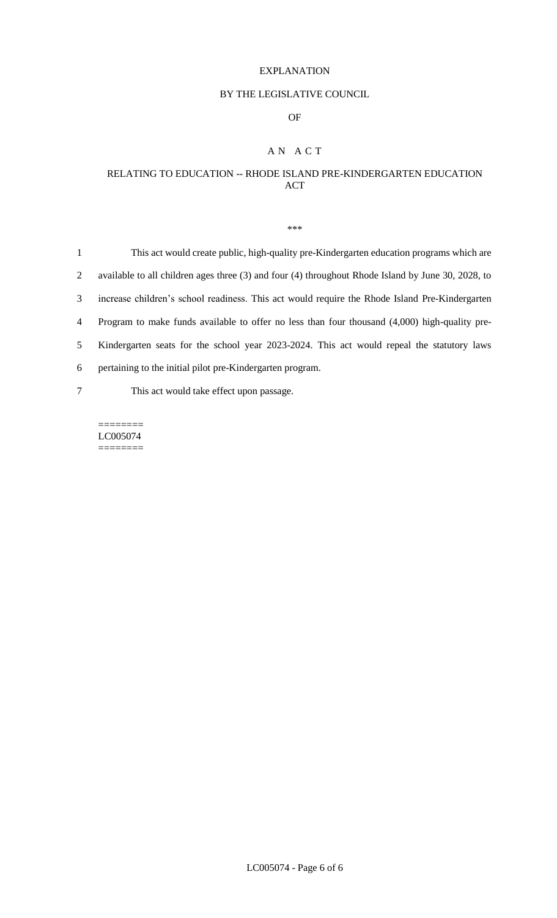# EXPLANATION

## BY THE LEGISLATIVE COUNCIL

### OF

## A N A C T

### RELATING TO EDUCATION -- RHODE ISLAND PRE-KINDERGARTEN EDUCATION ACT

\*\*\*

This act would create public, high-quality pre-Kindergarten education programs which are available to all children ages three (3) and four (4) throughout Rhode Island by June 30, 2028, to increase children's school readiness. This act would require the Rhode Island Pre-Kindergarten Program to make funds available to offer no less than four thousand (4,000) high-quality pre-Kindergarten seats for the school year 2023-2024. This act would repeal the statutory laws pertaining to the initial pilot pre-Kindergarten program.

This act would take effect upon passage.

========
LC005074
========